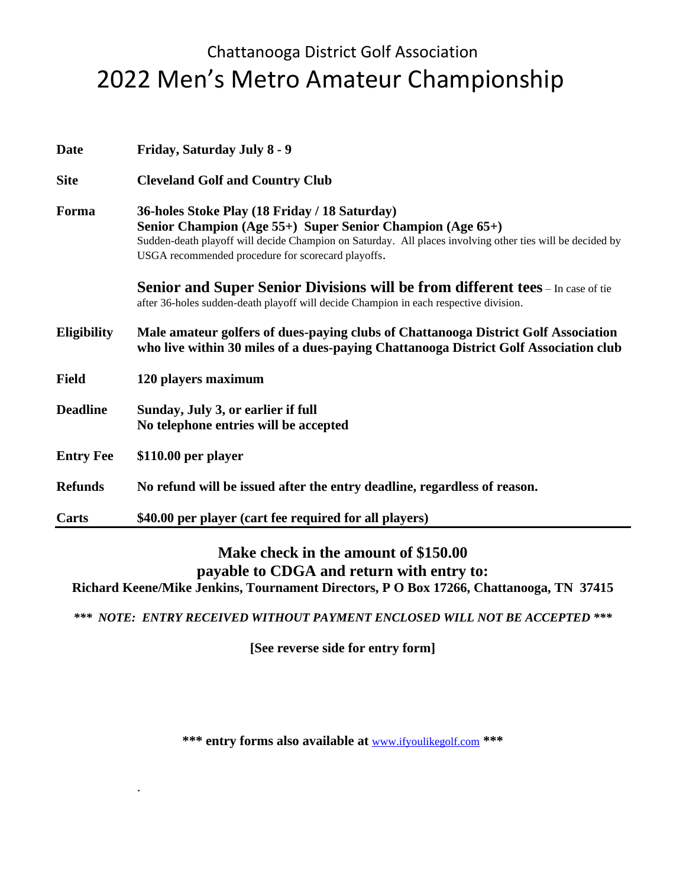# Chattanooga District Golf Association

# 2022 Men's Metro Amateur Championship

| | |
|---|---|
| **Date** | **Friday, Saturday July 8 - 9** |
| **Site** | **Cleveland Golf and Country Club** |
| **Forma** | **36-holes Stoke Play (18 Friday / 18 Saturday)**<br>**Senior Champion (Age 55+) Super Senior Champion (Age 65+)**<br>Sudden-death playoff will decide Champion on Saturday. All places involving other ties will be decided by USGA recommended procedure for scorecard playoffs.<br><br>**Senior and Super Senior Divisions will be from different tees** – In case of tie after 36-holes sudden-death playoff will decide Champion in each respective division. |
| **Eligibility** | **Male amateur golfers of dues-paying clubs of Chattanooga District Golf Association who live within 30 miles of a dues-paying Chattanooga District Golf Association club** |
| **Field** | **120 players maximum** |
| **Deadline** | **Sunday, July 3, or earlier if full**<br>**No telephone entries will be accepted** |
| **Entry Fee** | **$110.00 per player** |
| **Refunds** | **No refund will be issued after the entry deadline, regardless of reason.** |
| **Carts** | **$40.00 per player (cart fee required for all players)** |

**Make check in the amount of $150.00**
**payable to CDGA and return with entry to:**
**Richard Keene/Mike Jenkins, Tournament Directors, P O Box 17266, Chattanooga, TN 37415**

***\*\*\* NOTE: ENTRY RECEIVED WITHOUT PAYMENT ENCLOSED WILL NOT BE ACCEPTED \*\*\****

**[See reverse side for entry form]**

**\*\*\* entry forms also available at** www.ifyoulikegolf.com **\*\*\***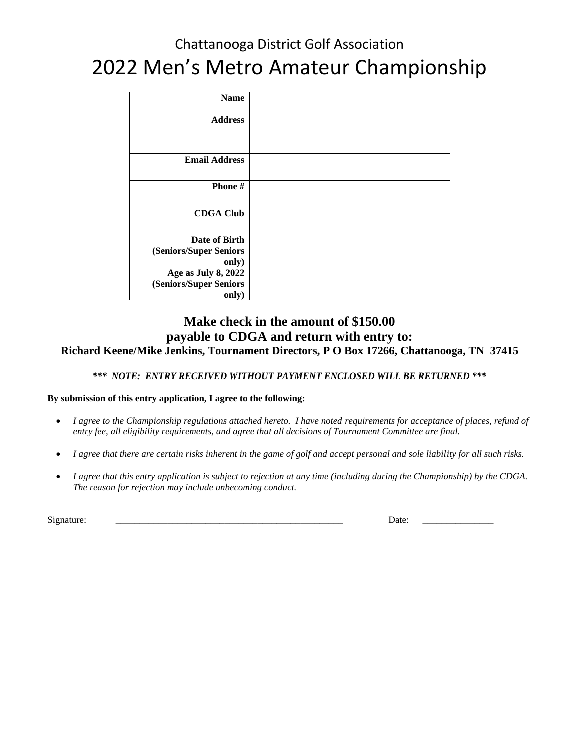Chattanooga District Golf Association

# 2022 Men's Metro Amateur Championship

| | |
|---|---|
| **Name** | |
| **Address** | |
| **Email Address** | |
| **Phone #** | |
| **CDGA Club** | |
| **Date of Birth (Seniors/Super Seniors only)** | |
| **Age as July 8, 2022 (Seniors/Super Seniors only)** | |

**Make check in the amount of $150.00**
**payable to CDGA and return with entry to:**
**Richard Keene/Mike Jenkins, Tournament Directors, P O Box 17266, Chattanooga, TN 37415**

***\*\*\* NOTE: ENTRY RECEIVED WITHOUT PAYMENT ENCLOSED WILL BE RETURNED \*\*\****

**By submission of this entry application, I agree to the following:**

- *I agree to the Championship regulations attached hereto. I have noted requirements for acceptance of places, refund of entry fee, all eligibility requirements, and agree that all decisions of Tournament Committee are final.*
- *I agree that there are certain risks inherent in the game of golf and accept personal and sole liability for all such risks.*
- *I agree that this entry application is subject to rejection at any time (including during the Championship) by the CDGA. The reason for rejection may include unbecoming conduct.*

Signature: ____________________________________________________ Date: _______________